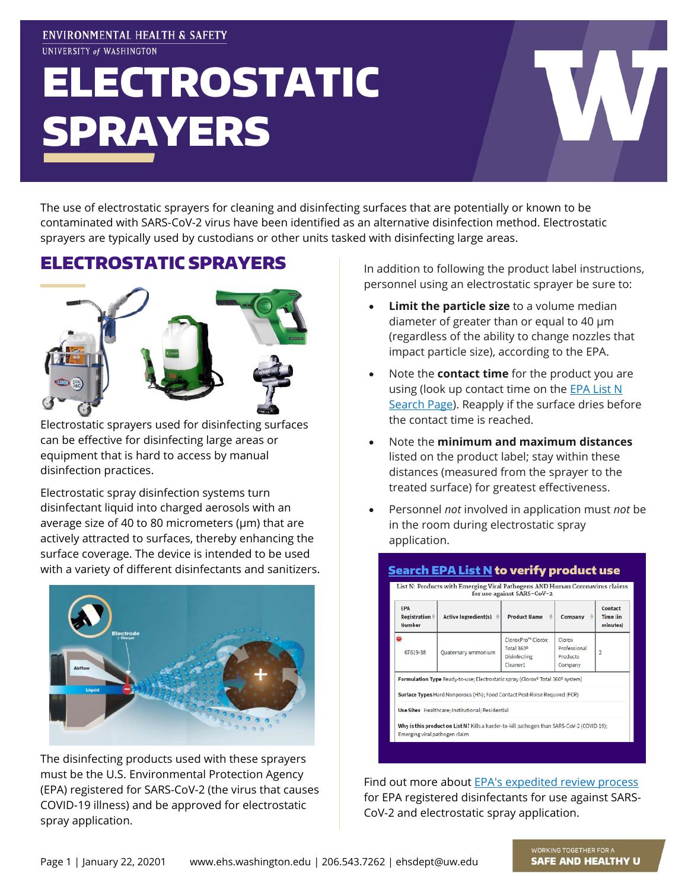ENVIRONMENTAL HEALTH & SAFETY
UNIVERSITY of WASHINGTON

# ELECTROSTATIC SPRAYERS

The use of electrostatic sprayers for cleaning and disinfecting surfaces that are potentially or known to be contaminated with SARS-CoV-2 virus have been identified as an alternative disinfection method. Electrostatic sprayers are typically used by custodians or other units tasked with disinfecting large areas.

## ELECTROSTATIC SPRAYERS

Electrostatic sprayers used for disinfecting surfaces can be effective for disinfecting large areas or equipment that is hard to access by manual disinfection practices.

Electrostatic spray disinfection systems turn disinfectant liquid into charged aerosols with an average size of 40 to 80 micrometers (μm) that are actively attracted to surfaces, thereby enhancing the surface coverage. The device is intended to be used with a variety of different disinfectants and sanitizers.

The disinfecting products used with these sprayers must be the U.S. Environmental Protection Agency (EPA) registered for SARS-CoV-2 (the virus that causes COVID-19 illness) and be approved for electrostatic spray application.

In addition to following the product label instructions, personnel using an electrostatic sprayer be sure to:

- **Limit the particle size** to a volume median diameter of greater than or equal to 40 μm (regardless of the ability to change nozzles that impact particle size), according to the EPA.
- Note the **contact time** for the product you are using (look up contact time on the EPA List N Search Page). Reapply if the surface dries before the contact time is reached.
- Note the **minimum and maximum distances** listed on the product label; stay within these distances (measured from the sprayer to the treated surface) for greatest effectiveness.
- Personnel *not* involved in application must *not* be in the room during electrostatic spray application.

### Search EPA List N to verify product use

List N: Products with Emerging Viral Pathogens AND Human Coronavirus claims for use against SARS-CoV-2

| EPA Registration Number | Active Ingredient(s) | Product Name | Company | Contact Time (in minutes) |
|---|---|---|---|---|
| 67619-38 | Quaternary ammonium | CloroxPro™ Clorox Total 360® Disinfecting Cleaner1 | Clorox Professional Products Company | 2 |

**Formulation Type** Ready-to-use; Electrostatic spray (Clorox® Total 360® system)

**Surface Types** Hard Nonporous (HN); Food Contact Post-Rinse Required (FCR)

**Use Sites** Healthcare; Institutional; Residential

**Why is this product on List N?** Kills a harder-to-kill pathogen than SARS-CoV-2 (COVID-19); Emerging viral pathogen claim

Find out more about EPA's expedited review process for EPA registered disinfectants for use against SARS-CoV-2 and electrostatic spray application.

January 22, 20201 | www.ehs.washington.edu | 206.543.7262 | ehsdept@uw.edu

WORKING TOGETHER FOR A SAFE AND HEALTHY U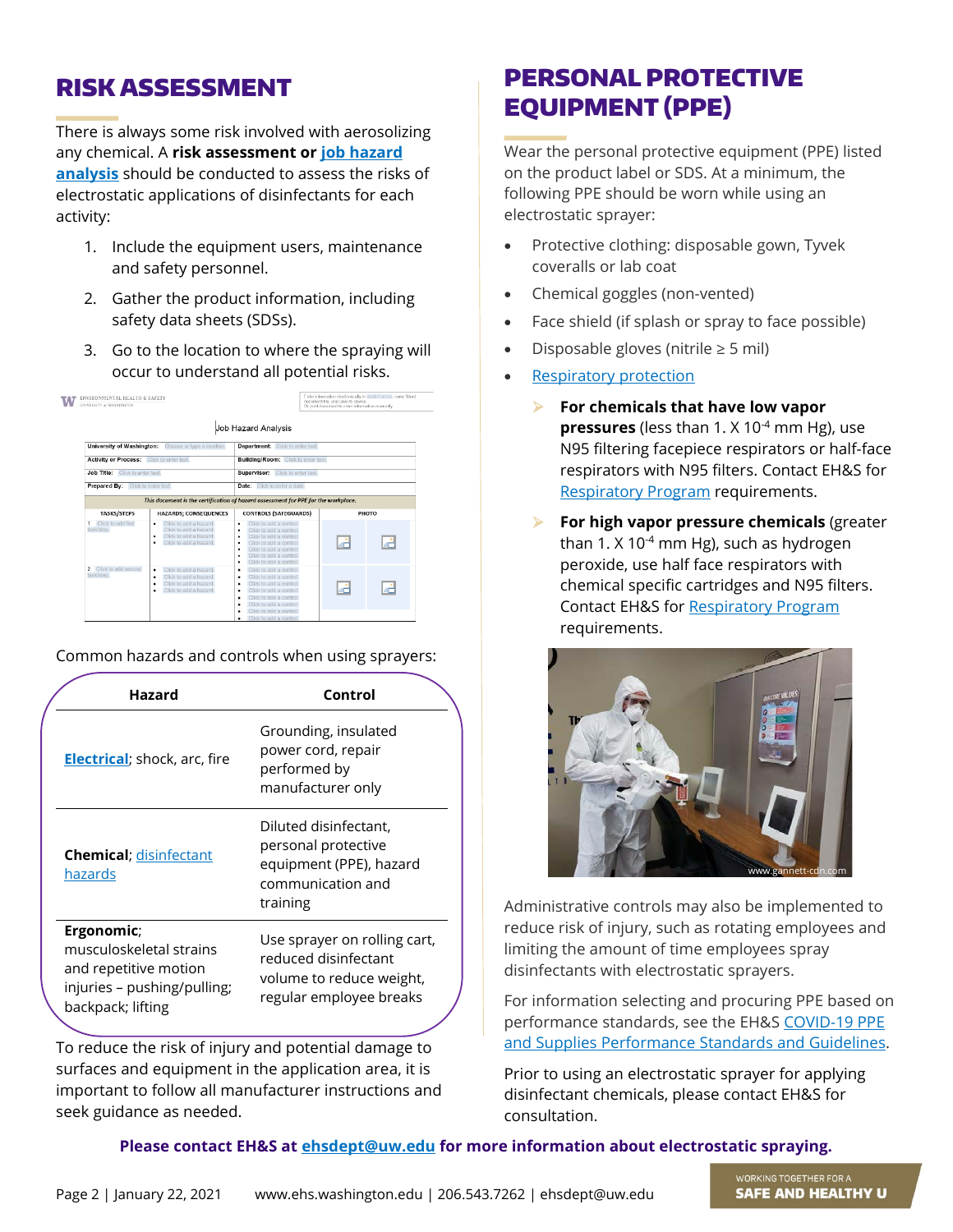## RISK ASSESSMENT

There is always some risk involved with aerosolizing any chemical. A **risk assessment or job hazard analysis** should be conducted to assess the risks of electrostatic applications of disinfectants for each activity:

1. Include the equipment users, maintenance and safety personnel.
2. Gather the product information, including safety data sheets (SDSs).
3. Go to the location to where the spraying will occur to understand all potential risks.

Common hazards and controls when using sprayers:

| Hazard | Control |
|---|---|
| **Electrical**; shock, arc, fire | Grounding, insulated power cord, repair performed by manufacturer only |
| **Chemical**; disinfectant hazards | Diluted disinfectant, personal protective equipment (PPE), hazard communication and training |
| **Ergonomic**; musculoskeletal strains and repetitive motion injuries – pushing/pulling; backpack; lifting | Use sprayer on rolling cart, reduced disinfectant volume to reduce weight, regular employee breaks |

To reduce the risk of injury and potential damage to surfaces and equipment in the application area, it is important to follow all manufacturer instructions and seek guidance as needed.

## PERSONAL PROTECTIVE EQUIPMENT (PPE)

Wear the personal protective equipment (PPE) listed on the product label or SDS. At a minimum, the following PPE should be worn while using an electrostatic sprayer:

- Protective clothing: disposable gown, Tyvek coveralls or lab coat
- Chemical goggles (non-vented)
- Face shield (if splash or spray to face possible)
- Disposable gloves (nitrile ≥ 5 mil)
- Respiratory protection
  - **For chemicals that have low vapor pressures** (less than 1. X $10^{-4}$ mm Hg), use N95 filtering facepiece respirators or half-face respirators with N95 filters. Contact EH&S for Respiratory Program requirements.
  - **For high vapor pressure chemicals** (greater than 1. X $10^{-4}$ mm Hg), such as hydrogen peroxide, use half face respirators with chemical specific cartridges and N95 filters. Contact EH&S for Respiratory Program requirements.

www.gannett-cdn.com

Administrative controls may also be implemented to reduce risk of injury, such as rotating employees and limiting the amount of time employees spray disinfectants with electrostatic sprayers.

For information selecting and procuring PPE based on performance standards, see the EH&S COVID-19 PPE and Supplies Performance Standards and Guidelines.

Prior to using an electrostatic sprayer for applying disinfectant chemicals, please contact EH&S for consultation.

**Please contact EH&S at ehsdept@uw.edu for more information about electrostatic spraying.**